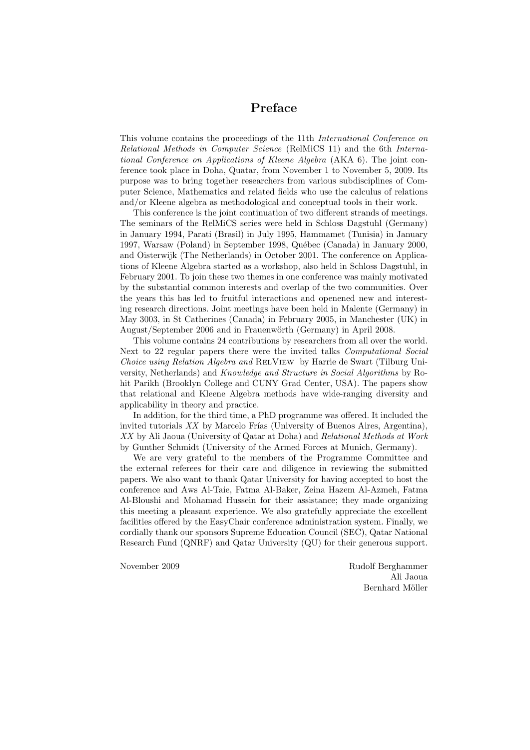# Preface

This volume contains the proceedings of the 11th *International Conference on Relational Methods in Computer Science* (RelMiCS 11) and the 6th *International Conference on Applications of Kleene Algebra* (AKA 6). The joint conference took place in Doha, Quatar, from November 1 to November 5, 2009. Its purpose was to bring together researchers from various subdisciplines of Computer Science, Mathematics and related fields who use the calculus of relations and/or Kleene algebra as methodological and conceptual tools in their work.

This conference is the joint continuation of two different strands of meetings. The seminars of the RelMiCS series were held in Schloss Dagstuhl (Germany) in January 1994, Parati (Brasil) in July 1995, Hammamet (Tunisia) in January 1997, Warsaw (Poland) in September 1998, Québec (Canada) in January 2000, and Oisterwijk (The Netherlands) in October 2001. The conference on Applications of Kleene Algebra started as a workshop, also held in Schloss Dagstuhl, in February 2001. To join these two themes in one conference was mainly motivated by the substantial common interests and overlap of the two communities. Over the years this has led to fruitful interactions and openened new and interesting research directions. Joint meetings have been held in Malente (Germany) in May 3003, in St Catherines (Canada) in February 2005, in Manchester (UK) in August/September 2006 and in Frauenwörth (Germany) in April 2008.

This volume contains 24 contributions by researchers from all over the world. Next to 22 regular papers there were the invited talks *Computational Social Choice using Relation Algebra and* RelView by Harrie de Swart (Tilburg University, Netherlands) and *Knowledge and Structure in Social Algorithms* by Rohit Parikh (Brooklyn College and CUNY Grad Center, USA). The papers show that relational and Kleene Algebra methods have wide-ranging diversity and applicability in theory and practice.

In addition, for the third time, a PhD programme was offered. It included the invited tutorials *XX* by Marcelo Frías (University of Buenos Aires, Argentina), *XX* by Ali Jaoua (University of Qatar at Doha) and *Relational Methods at Work* by Gunther Schmidt (University of the Armed Forces at Munich, Germany).

We are very grateful to the members of the Programme Committee and the external referees for their care and diligence in reviewing the submitted papers. We also want to thank Qatar University for having accepted to host the conference and Aws Al-Taie, Fatma Al-Baker, Zeina Hazem Al-Azmeh, Fatma Al-Bloushi and Mohamad Hussein for their assistance; they made organizing this meeting a pleasant experience. We also gratefully appreciate the excellent facilities offered by the EasyChair conference administration system. Finally, we cordially thank our sponsors Supreme Education Council (SEC), Qatar National Research Fund (QNRF) and Qatar University (QU) for their generous support.

November 2009

Rudolf Berghammer  
Ali Jaoua  
Bernhard Möller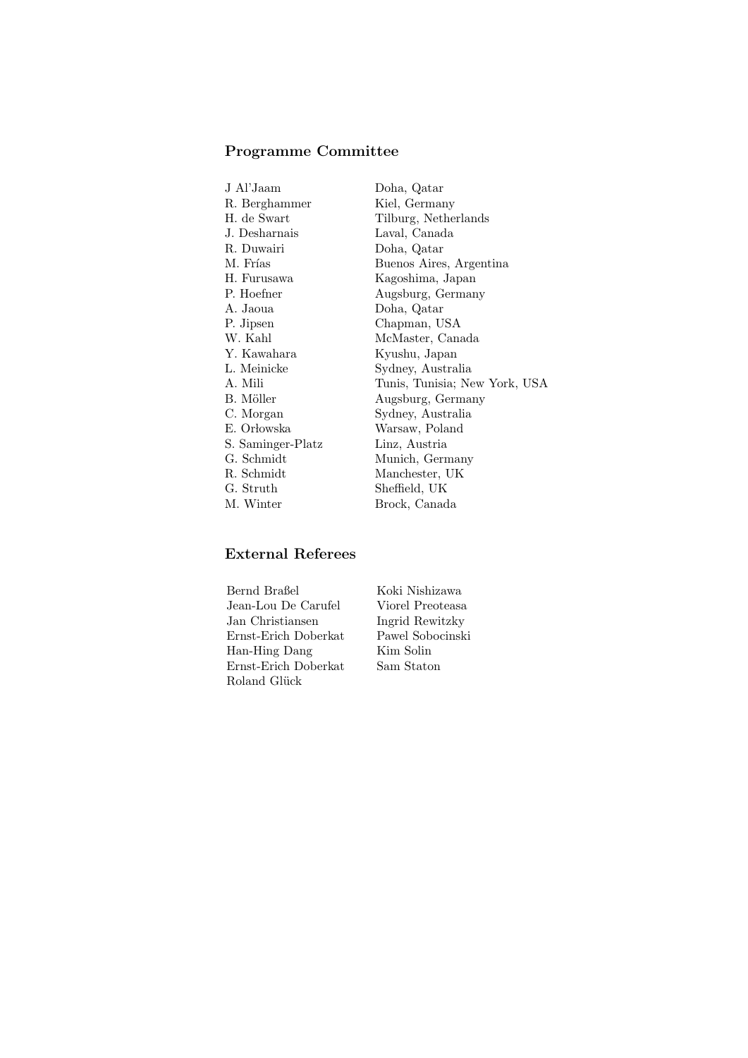## Programme Committee

| | |
|---|---|
| J Al'Jaam | Doha, Qatar |
| R. Berghammer | Kiel, Germany |
| H. de Swart | Tilburg, Netherlands |
| J. Desharnais | Laval, Canada |
| R. Duwairi | Doha, Qatar |
| M. Frías | Buenos Aires, Argentina |
| H. Furusawa | Kagoshima, Japan |
| P. Hoefner | Augsburg, Germany |
| A. Jaoua | Doha, Qatar |
| P. Jipsen | Chapman, USA |
| W. Kahl | McMaster, Canada |
| Y. Kawahara | Kyushu, Japan |
| L. Meinicke | Sydney, Australia |
| A. Mili | Tunis, Tunisia; New York, USA |
| B. Möller | Augsburg, Germany |
| C. Morgan | Sydney, Australia |
| E. Orłowska | Warsaw, Poland |
| S. Saminger-Platz | Linz, Austria |
| G. Schmidt | Munich, Germany |
| R. Schmidt | Manchester, UK |
| G. Struth | Sheffield, UK |
| M. Winter | Brock, Canada |

## External Referees

| | |
|---|---|
| Bernd Braßel | Koki Nishizawa |
| Jean-Lou De Carufel | Viorel Preoteasa |
| Jan Christiansen | Ingrid Rewitzky |
| Ernst-Erich Doberkat | Pawel Sobocinski |
| Han-Hing Dang | Kim Solin |
| Ernst-Erich Doberkat | Sam Staton |
| Roland Glück | |